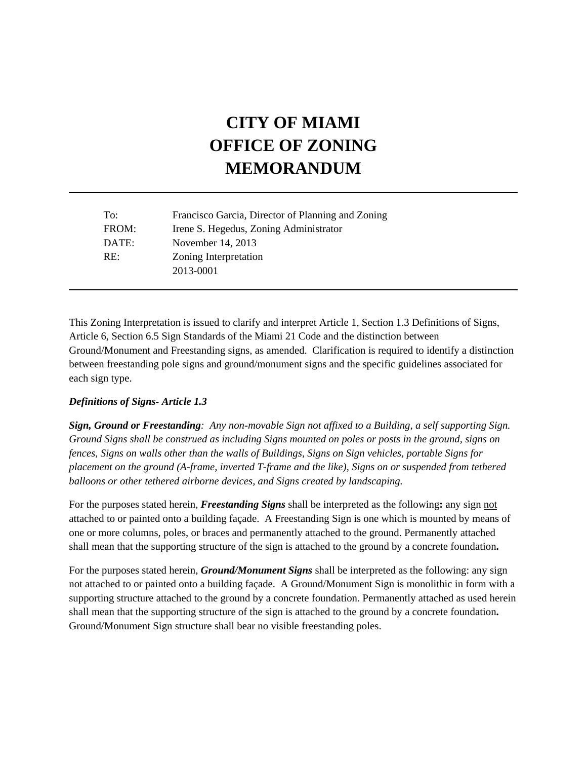# CITY OF MIAMI
# OFFICE OF ZONING
# MEMORANDUM

---

| | |
|---|---|
| To: | Francisco Garcia, Director of Planning and Zoning |
| FROM: | Irene S. Hegedus, Zoning Administrator |
| DATE: | November 14, 2013 |
| RE: | Zoning Interpretation 2013-0001 |

---

This Zoning Interpretation is issued to clarify and interpret Article 1, Section 1.3 Definitions of Signs, Article 6, Section 6.5 Sign Standards of the Miami 21 Code and the distinction between Ground/Monument and Freestanding signs, as amended. Clarification is required to identify a distinction between freestanding pole signs and ground/monument signs and the specific guidelines associated for each sign type.

***Definitions of Signs- Article 1.3***

***Sign, Ground or Freestanding****: Any non-movable Sign not affixed to a Building, a self supporting Sign. Ground Signs shall be construed as including Signs mounted on poles or posts in the ground, signs on fences, Signs on walls other than the walls of Buildings, Signs on Sign vehicles, portable Signs for placement on the ground (A-frame, inverted T-frame and the like), Signs on or suspended from tethered balloons or other tethered airborne devices, and Signs created by landscaping.*

For the purposes stated herein, ***Freestanding Signs*** shall be interpreted as the following**:** any sign <u>not</u> attached to or painted onto a building façade. A Freestanding Sign is one which is mounted by means of one or more columns, poles, or braces and permanently attached to the ground. Permanently attached shall mean that the supporting structure of the sign is attached to the ground by a concrete foundation**.**

For the purposes stated herein, ***Ground/Monument Signs*** shall be interpreted as the following: any sign <u>not</u> attached to or painted onto a building façade. A Ground/Monument Sign is monolithic in form with a supporting structure attached to the ground by a concrete foundation. Permanently attached as used herein shall mean that the supporting structure of the sign is attached to the ground by a concrete foundation**.** Ground/Monument Sign structure shall bear no visible freestanding poles.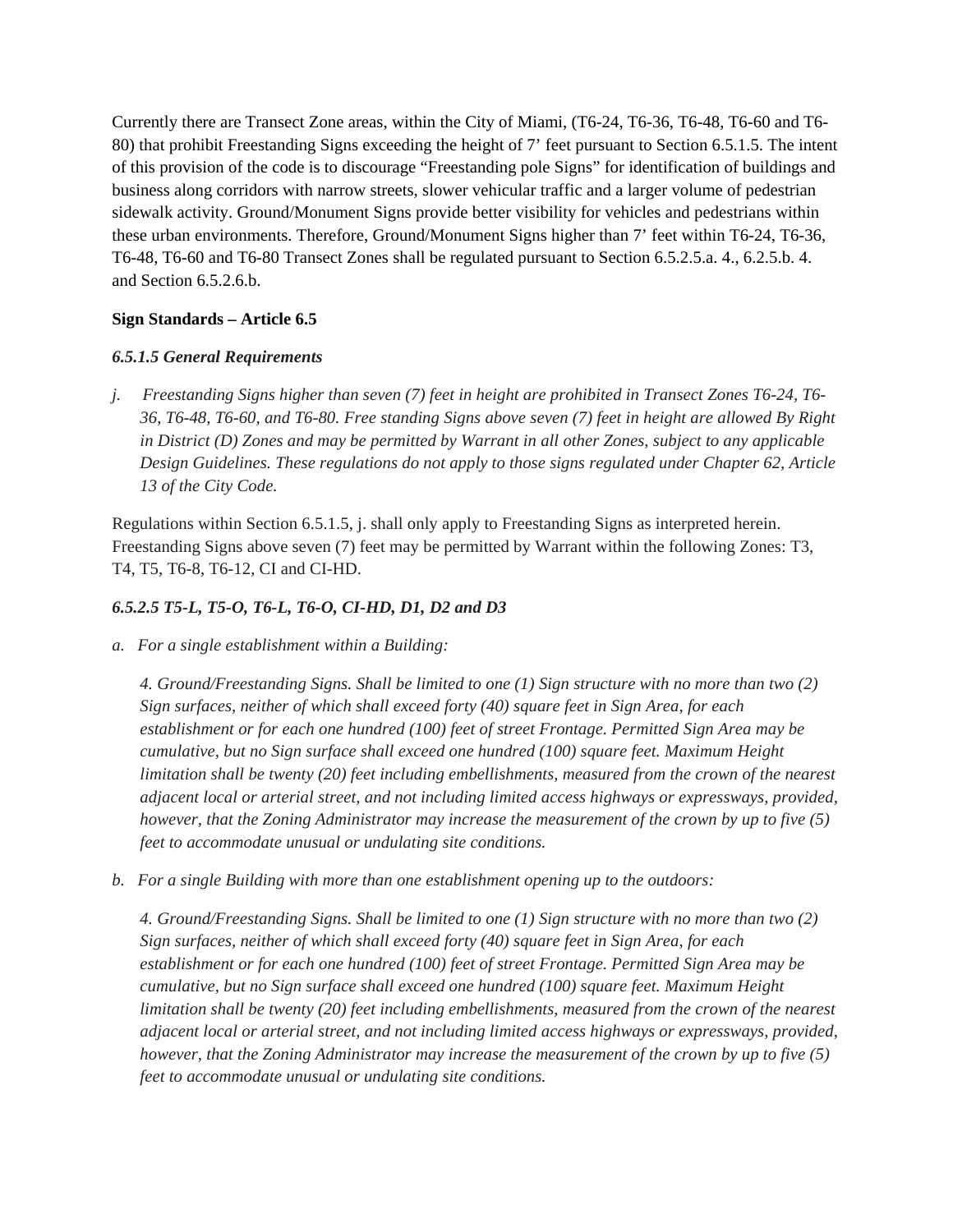Currently there are Transect Zone areas, within the City of Miami, (T6-24, T6-36, T6-48, T6-60 and T6-80) that prohibit Freestanding Signs exceeding the height of 7' feet pursuant to Section 6.5.1.5. The intent of this provision of the code is to discourage "Freestanding pole Signs" for identification of buildings and business along corridors with narrow streets, slower vehicular traffic and a larger volume of pedestrian sidewalk activity. Ground/Monument Signs provide better visibility for vehicles and pedestrians within these urban environments. Therefore, Ground/Monument Signs higher than 7' feet within T6-24, T6-36, T6-48, T6-60 and T6-80 Transect Zones shall be regulated pursuant to Section 6.5.2.5.a. 4., 6.2.5.b. 4. and Section 6.5.2.6.b.

**Sign Standards – Article 6.5**

***6.5.1.5 General Requirements***

*j. Freestanding Signs higher than seven (7) feet in height are prohibited in Transect Zones T6-24, T6-36, T6-48, T6-60, and T6-80. Free standing Signs above seven (7) feet in height are allowed By Right in District (D) Zones and may be permitted by Warrant in all other Zones, subject to any applicable Design Guidelines. These regulations do not apply to those signs regulated under Chapter 62, Article 13 of the City Code.*

Regulations within Section 6.5.1.5, j. shall only apply to Freestanding Signs as interpreted herein. Freestanding Signs above seven (7) feet may be permitted by Warrant within the following Zones: T3, T4, T5, T6-8, T6-12, CI and CI-HD.

***6.5.2.5 T5-L, T5-O, T6-L, T6-O, CI-HD, D1, D2 and D3***

*a. For a single establishment within a Building:*

*4. Ground/Freestanding Signs. Shall be limited to one (1) Sign structure with no more than two (2) Sign surfaces, neither of which shall exceed forty (40) square feet in Sign Area, for each establishment or for each one hundred (100) feet of street Frontage. Permitted Sign Area may be cumulative, but no Sign surface shall exceed one hundred (100) square feet. Maximum Height limitation shall be twenty (20) feet including embellishments, measured from the crown of the nearest adjacent local or arterial street, and not including limited access highways or expressways, provided, however, that the Zoning Administrator may increase the measurement of the crown by up to five (5) feet to accommodate unusual or undulating site conditions.*

*b. For a single Building with more than one establishment opening up to the outdoors:*

*4. Ground/Freestanding Signs. Shall be limited to one (1) Sign structure with no more than two (2) Sign surfaces, neither of which shall exceed forty (40) square feet in Sign Area, for each establishment or for each one hundred (100) feet of street Frontage. Permitted Sign Area may be cumulative, but no Sign surface shall exceed one hundred (100) square feet. Maximum Height limitation shall be twenty (20) feet including embellishments, measured from the crown of the nearest adjacent local or arterial street, and not including limited access highways or expressways, provided, however, that the Zoning Administrator may increase the measurement of the crown by up to five (5) feet to accommodate unusual or undulating site conditions.*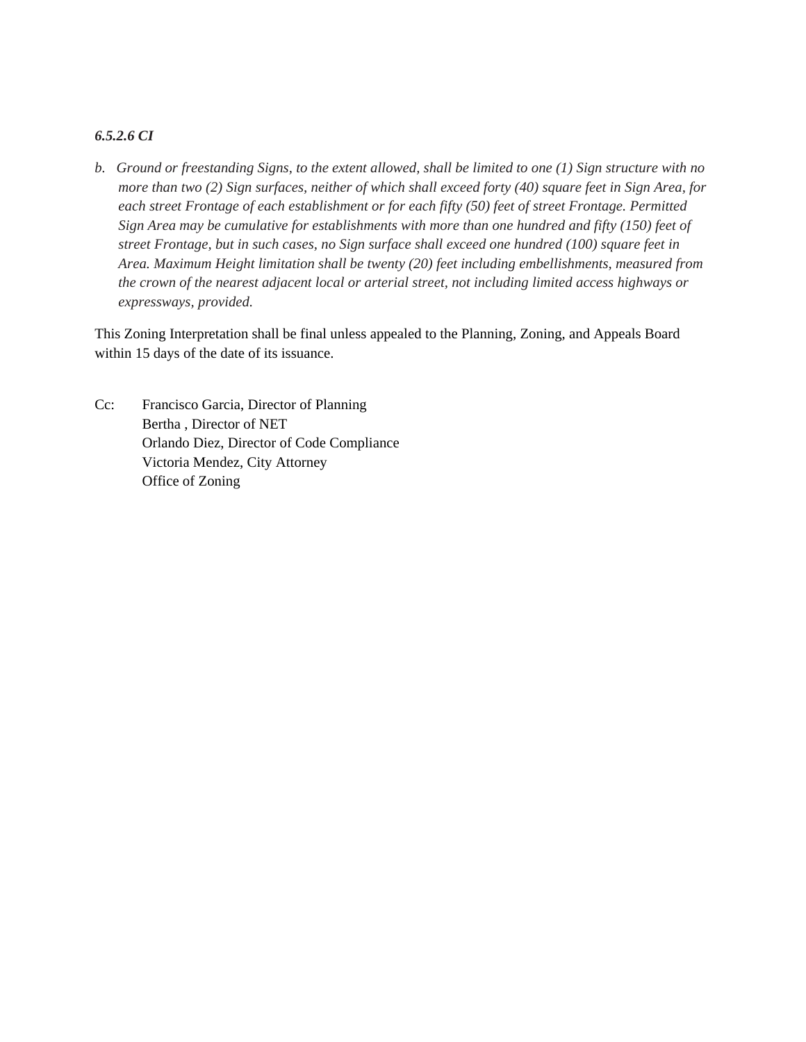***6.5.2.6 CI***

*b. Ground or freestanding Signs, to the extent allowed, shall be limited to one (1) Sign structure with no more than two (2) Sign surfaces, neither of which shall exceed forty (40) square feet in Sign Area, for each street Frontage of each establishment or for each fifty (50) feet of street Frontage. Permitted Sign Area may be cumulative for establishments with more than one hundred and fifty (150) feet of street Frontage, but in such cases, no Sign surface shall exceed one hundred (100) square feet in Area. Maximum Height limitation shall be twenty (20) feet including embellishments, measured from the crown of the nearest adjacent local or arterial street, not including limited access highways or expressways, provided.*

This Zoning Interpretation shall be final unless appealed to the Planning, Zoning, and Appeals Board within 15 days of the date of its issuance.

Cc: Francisco Garcia, Director of Planning
Bertha , Director of NET
Orlando Diez, Director of Code Compliance
Victoria Mendez, City Attorney
Office of Zoning